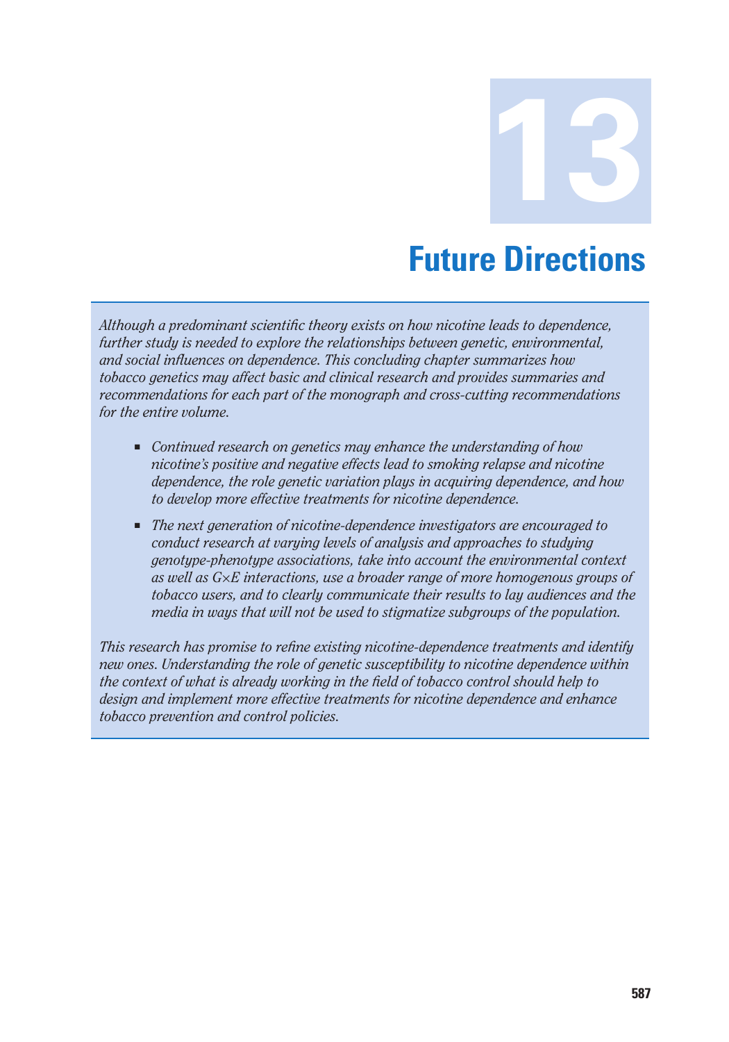# 13

# Future Directions

*Although a predominant scientific theory exists on how nicotine leads to dependence, further study is needed to explore the relationships between genetic, environmental, and social influences on dependence. This concluding chapter summarizes how tobacco genetics may affect basic and clinical research and provides summaries and recommendations for each part of the monograph and cross-cutting recommendations for the entire volume.*

- *Continued research on genetics may enhance the understanding of how nicotine's positive and negative effects lead to smoking relapse and nicotine dependence, the role genetic variation plays in acquiring dependence, and how to develop more effective treatments for nicotine dependence.*
- *The next generation of nicotine-dependence investigators are encouraged to conduct research at varying levels of analysis and approaches to studying genotype-phenotype associations, take into account the environmental context as well as G×E interactions, use a broader range of more homogenous groups of tobacco users, and to clearly communicate their results to lay audiences and the media in ways that will not be used to stigmatize subgroups of the population.*

*This research has promise to refine existing nicotine-dependence treatments and identify new ones. Understanding the role of genetic susceptibility to nicotine dependence within the context of what is already working in the field of tobacco control should help to design and implement more effective treatments for nicotine dependence and enhance tobacco prevention and control policies.*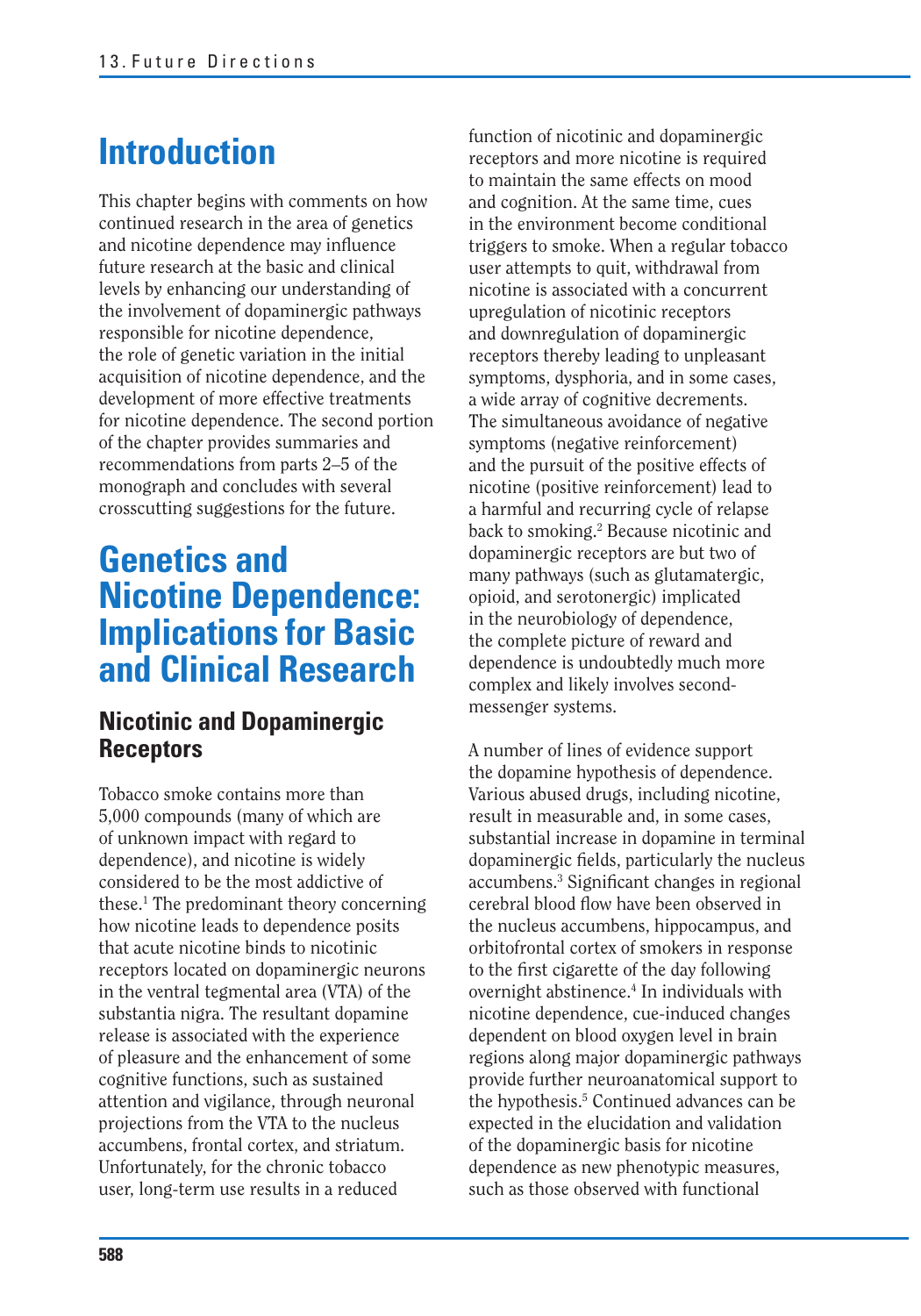# Introduction

This chapter begins with comments on how continued research in the area of genetics and nicotine dependence may influence future research at the basic and clinical levels by enhancing our understanding of the involvement of dopaminergic pathways responsible for nicotine dependence, the role of genetic variation in the initial acquisition of nicotine dependence, and the development of more effective treatments for nicotine dependence. The second portion of the chapter provides summaries and recommendations from parts 2–5 of the monograph and concludes with several crosscutting suggestions for the future.

# Genetics and Nicotine Dependence: Implications for Basic and Clinical Research

## Nicotinic and Dopaminergic Receptors

Tobacco smoke contains more than 5,000 compounds (many of which are of unknown impact with regard to dependence), and nicotine is widely considered to be the most addictive of these.[1] The predominant theory concerning how nicotine leads to dependence posits that acute nicotine binds to nicotinic receptors located on dopaminergic neurons in the ventral tegmental area (VTA) of the substantia nigra. The resultant dopamine release is associated with the experience of pleasure and the enhancement of some cognitive functions, such as sustained attention and vigilance, through neuronal projections from the VTA to the nucleus accumbens, frontal cortex, and striatum. Unfortunately, for the chronic tobacco user, long-term use results in a reduced function of nicotinic and dopaminergic receptors and more nicotine is required to maintain the same effects on mood and cognition. At the same time, cues in the environment become conditional triggers to smoke. When a regular tobacco user attempts to quit, withdrawal from nicotine is associated with a concurrent upregulation of nicotinic receptors and downregulation of dopaminergic receptors thereby leading to unpleasant symptoms, dysphoria, and in some cases, a wide array of cognitive decrements. The simultaneous avoidance of negative symptoms (negative reinforcement) and the pursuit of the positive effects of nicotine (positive reinforcement) lead to a harmful and recurring cycle of relapse back to smoking.[2] Because nicotinic and dopaminergic receptors are but two of many pathways (such as glutamatergic, opioid, and serotonergic) implicated in the neurobiology of dependence, the complete picture of reward and dependence is undoubtedly much more complex and likely involves second-messenger systems.

A number of lines of evidence support the dopamine hypothesis of dependence. Various abused drugs, including nicotine, result in measurable and, in some cases, substantial increase in dopamine in terminal dopaminergic fields, particularly the nucleus accumbens.[3] Significant changes in regional cerebral blood flow have been observed in the nucleus accumbens, hippocampus, and orbitofrontal cortex of smokers in response to the first cigarette of the day following overnight abstinence.[4] In individuals with nicotine dependence, cue-induced changes dependent on blood oxygen level in brain regions along major dopaminergic pathways provide further neuroanatomical support to the hypothesis.[5] Continued advances can be expected in the elucidation and validation of the dopaminergic basis for nicotine dependence as new phenotypic measures, such as those observed with functional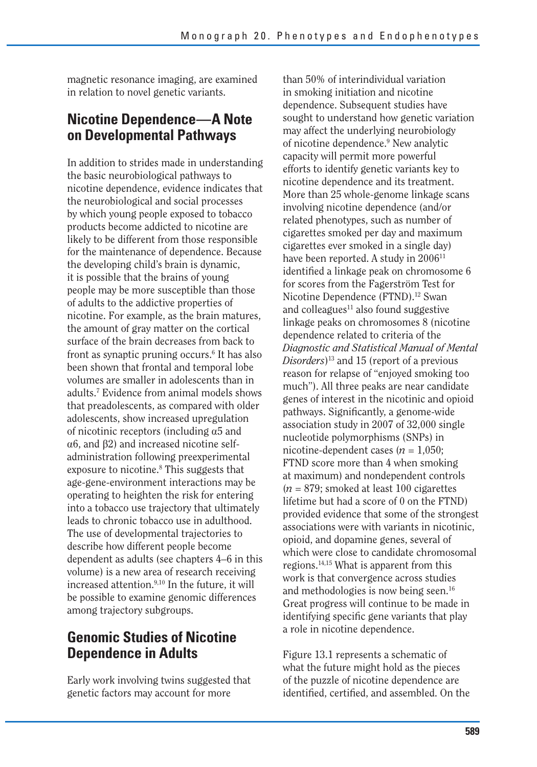magnetic resonance imaging, are examined in relation to novel genetic variants.

## Nicotine Dependence—A Note on Developmental Pathways

In addition to strides made in understanding the basic neurobiological pathways to nicotine dependence, evidence indicates that the neurobiological and social processes by which young people exposed to tobacco products become addicted to nicotine are likely to be different from those responsible for the maintenance of dependence. Because the developing child's brain is dynamic, it is possible that the brains of young people may be more susceptible than those of adults to the addictive properties of nicotine. For example, as the brain matures, the amount of gray matter on the cortical surface of the brain decreases from back to front as synaptic pruning occurs.[6] It has also been shown that frontal and temporal lobe volumes are smaller in adolescents than in adults.[7] Evidence from animal models shows that preadolescents, as compared with older adolescents, show increased upregulation of nicotinic receptors (including $\alpha 5$ and $\alpha 6$, and $\beta 2$) and increased nicotine self-administration following preexperimental exposure to nicotine.[8] This suggests that age-gene-environment interactions may be operating to heighten the risk for entering into a tobacco use trajectory that ultimately leads to chronic tobacco use in adulthood. The use of developmental trajectories to describe how different people become dependent as adults (see chapters 4–6 in this volume) is a new area of research receiving increased attention.[9,10] In the future, it will be possible to examine genomic differences among trajectory subgroups.

## Genomic Studies of Nicotine Dependence in Adults

Early work involving twins suggested that genetic factors may account for more than 50% of interindividual variation in smoking initiation and nicotine dependence. Subsequent studies have sought to understand how genetic variation may affect the underlying neurobiology of nicotine dependence.[9] New analytic capacity will permit more powerful efforts to identify genetic variants key to nicotine dependence and its treatment. More than 25 whole-genome linkage scans involving nicotine dependence (and/or related phenotypes, such as number of cigarettes smoked per day and maximum cigarettes ever smoked in a single day) have been reported. A study in 2006[11] identified a linkage peak on chromosome 6 for scores from the Fagerström Test for Nicotine Dependence (FTND).[12] Swan and colleagues[11] also found suggestive linkage peaks on chromosomes 8 (nicotine dependence related to criteria of the *Diagnostic and Statistical Manual of Mental Disorders*)[13] and 15 (report of a previous reason for relapse of "enjoyed smoking too much"). All three peaks are near candidate genes of interest in the nicotinic and opioid pathways. Significantly, a genome-wide association study in 2007 of 32,000 single nucleotide polymorphisms (SNPs) in nicotine-dependent cases ($n = 1{,}050$; FTND score more than 4 when smoking at maximum) and nondependent controls ($n = 879$; smoked at least 100 cigarettes lifetime but had a score of 0 on the FTND) provided evidence that some of the strongest associations were with variants in nicotinic, opioid, and dopamine genes, several of which were close to candidate chromosomal regions.[14,15] What is apparent from this work is that convergence across studies and methodologies is now being seen.[16] Great progress will continue to be made in identifying specific gene variants that play a role in nicotine dependence.

Figure 13.1 represents a schematic of what the future might hold as the pieces of the puzzle of nicotine dependence are identified, certified, and assembled. On the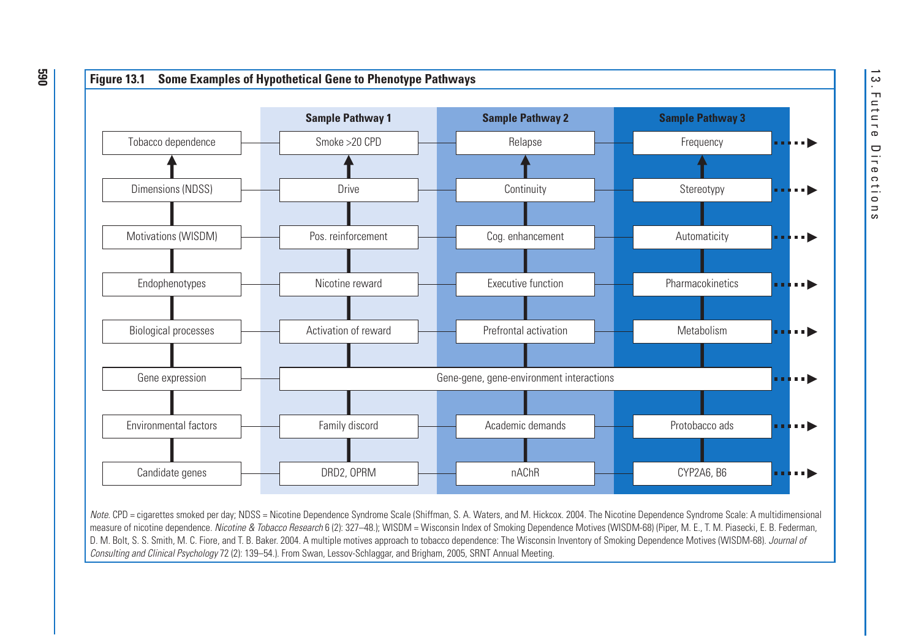**Figure 13.1 Some Examples of Hypothetical Gene to Phenotype Pathways**

| | Sample Pathway 1 | Sample Pathway 2 | Sample Pathway 3 |
|---|---|---|---|
| Tobacco dependence | Smoke >20 CPD | Relapse | Frequency |
| Dimensions (NDSS) | Drive | Continuity | Stereotypy |
| Motivations (WISDM) | Pos. reinforcement | Cog. enhancement | Automaticity |
| Endophenotypes | Nicotine reward | Executive function | Pharmacokinetics |
| Biological processes | Activation of reward | Prefrontal activation | Metabolism |
| Gene expression | Gene-gene, gene-environment interactions | | |
| Environmental factors | Family discord | Academic demands | Protobacco ads |
| Candidate genes | DRD2, OPRM | nAChR | CYP2A6, B6 |

*Note.* CPD = cigarettes smoked per day; NDSS = Nicotine Dependence Syndrome Scale (Shiffman, S. A. Waters, and M. Hickcox. 2004. The Nicotine Dependence Syndrome Scale: A multidimensional measure of nicotine dependence. *Nicotine & Tobacco Research* 6 (2): 327–48.); WISDM = Wisconsin Index of Smoking Dependence Motives (WISDM-68) (Piper, M. E., T. M. Piasecki, E. B. Federman, D. M. Bolt, S. S. Smith, M. C. Fiore, and T. B. Baker. 2004. A multiple motives approach to tobacco dependence: The Wisconsin Inventory of Smoking Dependence Motives (WISDM-68). *Journal of Consulting and Clinical Psychology* 72 (2): 139–54.). From Swan, Lessov-Schlaggar, and Brigham, 2005, SRNT Annual Meeting.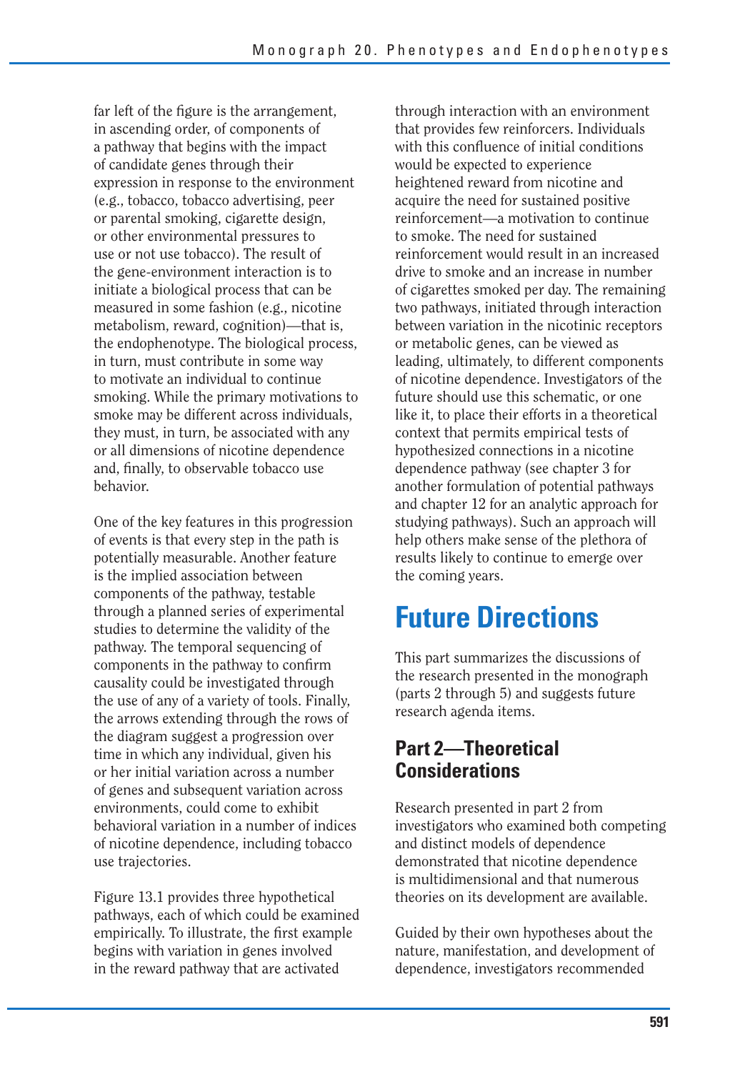far left of the figure is the arrangement, in ascending order, of components of a pathway that begins with the impact of candidate genes through their expression in response to the environment (e.g., tobacco, tobacco advertising, peer or parental smoking, cigarette design, or other environmental pressures to use or not use tobacco). The result of the gene-environment interaction is to initiate a biological process that can be measured in some fashion (e.g., nicotine metabolism, reward, cognition)—that is, the endophenotype. The biological process, in turn, must contribute in some way to motivate an individual to continue smoking. While the primary motivations to smoke may be different across individuals, they must, in turn, be associated with any or all dimensions of nicotine dependence and, finally, to observable tobacco use behavior.

One of the key features in this progression of events is that every step in the path is potentially measurable. Another feature is the implied association between components of the pathway, testable through a planned series of experimental studies to determine the validity of the pathway. The temporal sequencing of components in the pathway to confirm causality could be investigated through the use of any of a variety of tools. Finally, the arrows extending through the rows of the diagram suggest a progression over time in which any individual, given his or her initial variation across a number of genes and subsequent variation across environments, could come to exhibit behavioral variation in a number of indices of nicotine dependence, including tobacco use trajectories.

Figure 13.1 provides three hypothetical pathways, each of which could be examined empirically. To illustrate, the first example begins with variation in genes involved in the reward pathway that are activated through interaction with an environment that provides few reinforcers. Individuals with this confluence of initial conditions would be expected to experience heightened reward from nicotine and acquire the need for sustained positive reinforcement—a motivation to continue to smoke. The need for sustained reinforcement would result in an increased drive to smoke and an increase in number of cigarettes smoked per day. The remaining two pathways, initiated through interaction between variation in the nicotinic receptors or metabolic genes, can be viewed as leading, ultimately, to different components of nicotine dependence. Investigators of the future should use this schematic, or one like it, to place their efforts in a theoretical context that permits empirical tests of hypothesized connections in a nicotine dependence pathway (see chapter 3 for another formulation of potential pathways and chapter 12 for an analytic approach for studying pathways). Such an approach will help others make sense of the plethora of results likely to continue to emerge over the coming years.

# Future Directions

This part summarizes the discussions of the research presented in the monograph (parts 2 through 5) and suggests future research agenda items.

## Part 2—Theoretical Considerations

Research presented in part 2 from investigators who examined both competing and distinct models of dependence demonstrated that nicotine dependence is multidimensional and that numerous theories on its development are available.

Guided by their own hypotheses about the nature, manifestation, and development of dependence, investigators recommended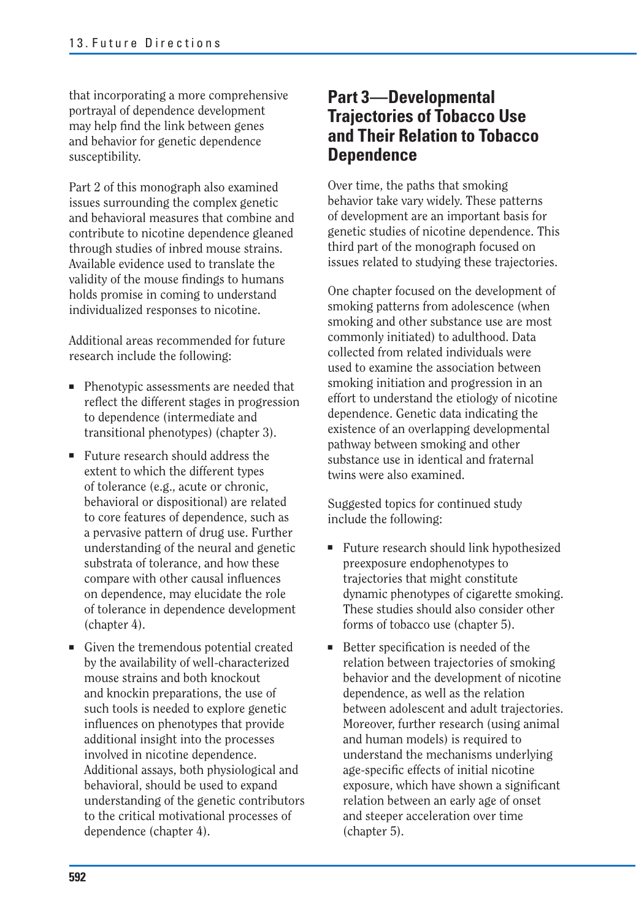that incorporating a more comprehensive portrayal of dependence development may help find the link between genes and behavior for genetic dependence susceptibility.

Part 2 of this monograph also examined issues surrounding the complex genetic and behavioral measures that combine and contribute to nicotine dependence gleaned through studies of inbred mouse strains. Available evidence used to translate the validity of the mouse findings to humans holds promise in coming to understand individualized responses to nicotine.

Additional areas recommended for future research include the following:

- Phenotypic assessments are needed that reflect the different stages in progression to dependence (intermediate and transitional phenotypes) (chapter 3).
- Future research should address the extent to which the different types of tolerance (e.g., acute or chronic, behavioral or dispositional) are related to core features of dependence, such as a pervasive pattern of drug use. Further understanding of the neural and genetic substrata of tolerance, and how these compare with other causal influences on dependence, may elucidate the role of tolerance in dependence development (chapter 4).
- Given the tremendous potential created by the availability of well-characterized mouse strains and both knockout and knockin preparations, the use of such tools is needed to explore genetic influences on phenotypes that provide additional insight into the processes involved in nicotine dependence. Additional assays, both physiological and behavioral, should be used to expand understanding of the genetic contributors to the critical motivational processes of dependence (chapter 4).

## Part 3—Developmental Trajectories of Tobacco Use and Their Relation to Tobacco Dependence

Over time, the paths that smoking behavior take vary widely. These patterns of development are an important basis for genetic studies of nicotine dependence. This third part of the monograph focused on issues related to studying these trajectories.

One chapter focused on the development of smoking patterns from adolescence (when smoking and other substance use are most commonly initiated) to adulthood. Data collected from related individuals were used to examine the association between smoking initiation and progression in an effort to understand the etiology of nicotine dependence. Genetic data indicating the existence of an overlapping developmental pathway between smoking and other substance use in identical and fraternal twins were also examined.

Suggested topics for continued study include the following:

- Future research should link hypothesized preexposure endophenotypes to trajectories that might constitute dynamic phenotypes of cigarette smoking. These studies should also consider other forms of tobacco use (chapter 5).
- Better specification is needed of the relation between trajectories of smoking behavior and the development of nicotine dependence, as well as the relation between adolescent and adult trajectories. Moreover, further research (using animal and human models) is required to understand the mechanisms underlying age-specific effects of initial nicotine exposure, which have shown a significant relation between an early age of onset and steeper acceleration over time (chapter 5).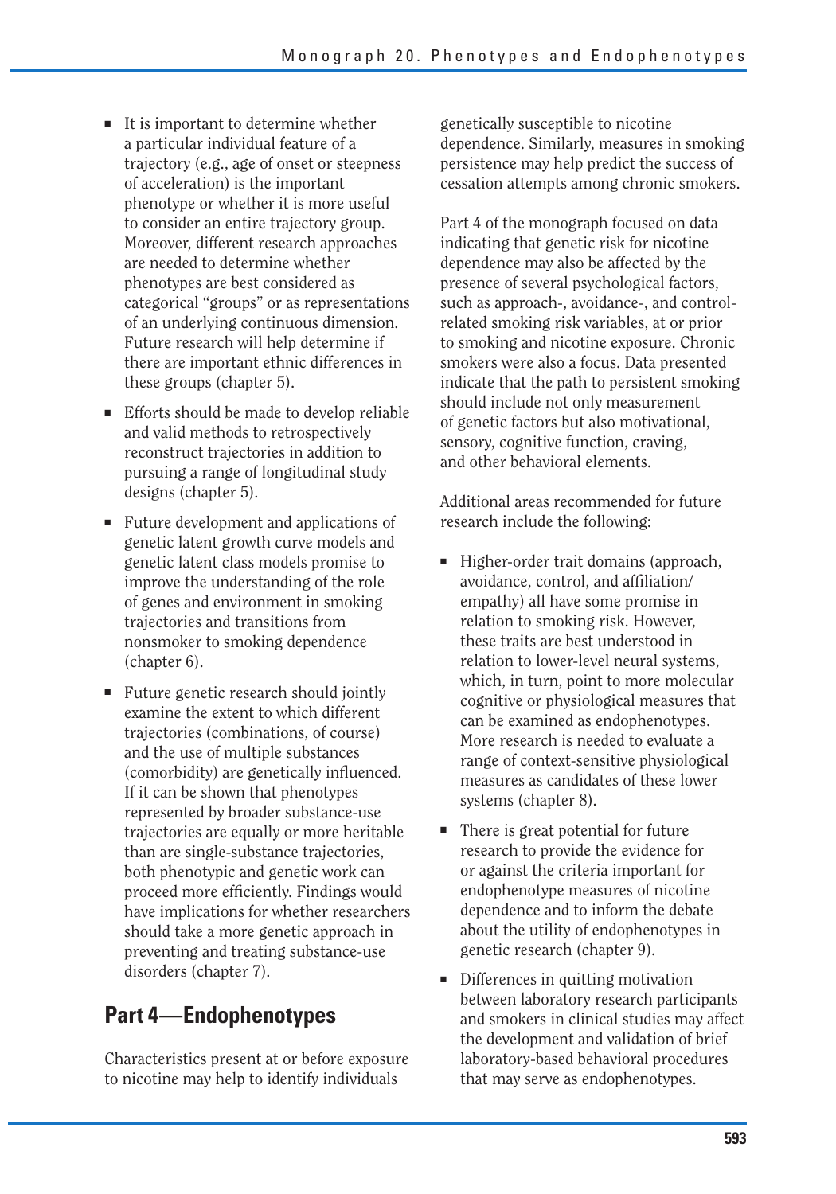- It is important to determine whether a particular individual feature of a trajectory (e.g., age of onset or steepness of acceleration) is the important phenotype or whether it is more useful to consider an entire trajectory group. Moreover, different research approaches are needed to determine whether phenotypes are best considered as categorical "groups" or as representations of an underlying continuous dimension. Future research will help determine if there are important ethnic differences in these groups (chapter 5).
- Efforts should be made to develop reliable and valid methods to retrospectively reconstruct trajectories in addition to pursuing a range of longitudinal study designs (chapter 5).
- Future development and applications of genetic latent growth curve models and genetic latent class models promise to improve the understanding of the role of genes and environment in smoking trajectories and transitions from nonsmoker to smoking dependence (chapter 6).
- Future genetic research should jointly examine the extent to which different trajectories (combinations, of course) and the use of multiple substances (comorbidity) are genetically influenced. If it can be shown that phenotypes represented by broader substance-use trajectories are equally or more heritable than are single-substance trajectories, both phenotypic and genetic work can proceed more efficiently. Findings would have implications for whether researchers should take a more genetic approach in preventing and treating substance-use disorders (chapter 7).

## Part 4—Endophenotypes

Characteristics present at or before exposure to nicotine may help to identify individuals genetically susceptible to nicotine dependence. Similarly, measures in smoking persistence may help predict the success of cessation attempts among chronic smokers.

Part 4 of the monograph focused on data indicating that genetic risk for nicotine dependence may also be affected by the presence of several psychological factors, such as approach-, avoidance-, and control-related smoking risk variables, at or prior to smoking and nicotine exposure. Chronic smokers were also a focus. Data presented indicate that the path to persistent smoking should include not only measurement of genetic factors but also motivational, sensory, cognitive function, craving, and other behavioral elements.

Additional areas recommended for future research include the following:

- Higher-order trait domains (approach, avoidance, control, and affiliation/empathy) all have some promise in relation to smoking risk. However, these traits are best understood in relation to lower-level neural systems, which, in turn, point to more molecular cognitive or physiological measures that can be examined as endophenotypes. More research is needed to evaluate a range of context-sensitive physiological measures as candidates of these lower systems (chapter 8).
- There is great potential for future research to provide the evidence for or against the criteria important for endophenotype measures of nicotine dependence and to inform the debate about the utility of endophenotypes in genetic research (chapter 9).
- Differences in quitting motivation between laboratory research participants and smokers in clinical studies may affect the development and validation of brief laboratory-based behavioral procedures that may serve as endophenotypes.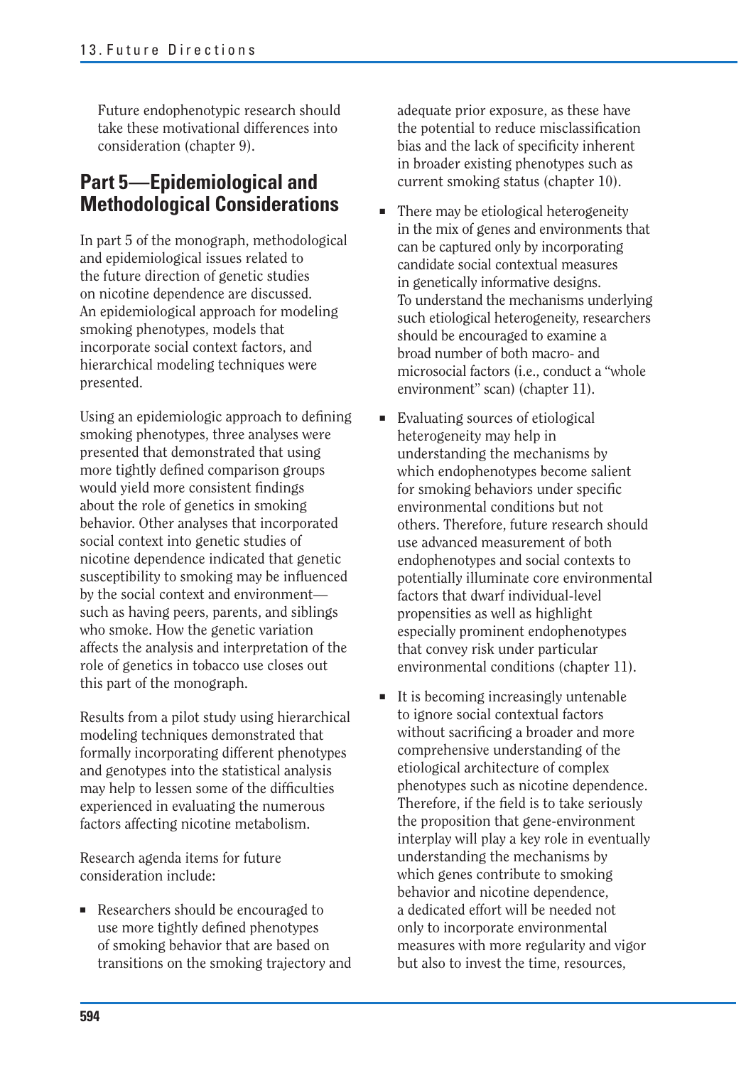Future endophenotypic research should take these motivational differences into consideration (chapter 9).

## Part 5—Epidemiological and Methodological Considerations

In part 5 of the monograph, methodological and epidemiological issues related to the future direction of genetic studies on nicotine dependence are discussed. An epidemiological approach for modeling smoking phenotypes, models that incorporate social context factors, and hierarchical modeling techniques were presented.

Using an epidemiologic approach to defining smoking phenotypes, three analyses were presented that demonstrated that using more tightly defined comparison groups would yield more consistent findings about the role of genetics in smoking behavior. Other analyses that incorporated social context into genetic studies of nicotine dependence indicated that genetic susceptibility to smoking may be influenced by the social context and environment—such as having peers, parents, and siblings who smoke. How the genetic variation affects the analysis and interpretation of the role of genetics in tobacco use closes out this part of the monograph.

Results from a pilot study using hierarchical modeling techniques demonstrated that formally incorporating different phenotypes and genotypes into the statistical analysis may help to lessen some of the difficulties experienced in evaluating the numerous factors affecting nicotine metabolism.

Research agenda items for future consideration include:

- Researchers should be encouraged to use more tightly defined phenotypes of smoking behavior that are based on transitions on the smoking trajectory and adequate prior exposure, as these have the potential to reduce misclassification bias and the lack of specificity inherent in broader existing phenotypes such as current smoking status (chapter 10).
- There may be etiological heterogeneity in the mix of genes and environments that can be captured only by incorporating candidate social contextual measures in genetically informative designs. To understand the mechanisms underlying such etiological heterogeneity, researchers should be encouraged to examine a broad number of both macro- and microsocial factors (i.e., conduct a "whole environment" scan) (chapter 11).
- Evaluating sources of etiological heterogeneity may help in understanding the mechanisms by which endophenotypes become salient for smoking behaviors under specific environmental conditions but not others. Therefore, future research should use advanced measurement of both endophenotypes and social contexts to potentially illuminate core environmental factors that dwarf individual-level propensities as well as highlight especially prominent endophenotypes that convey risk under particular environmental conditions (chapter 11).
- It is becoming increasingly untenable to ignore social contextual factors without sacrificing a broader and more comprehensive understanding of the etiological architecture of complex phenotypes such as nicotine dependence. Therefore, if the field is to take seriously the proposition that gene-environment interplay will play a key role in eventually understanding the mechanisms by which genes contribute to smoking behavior and nicotine dependence, a dedicated effort will be needed not only to incorporate environmental measures with more regularity and vigor but also to invest the time, resources,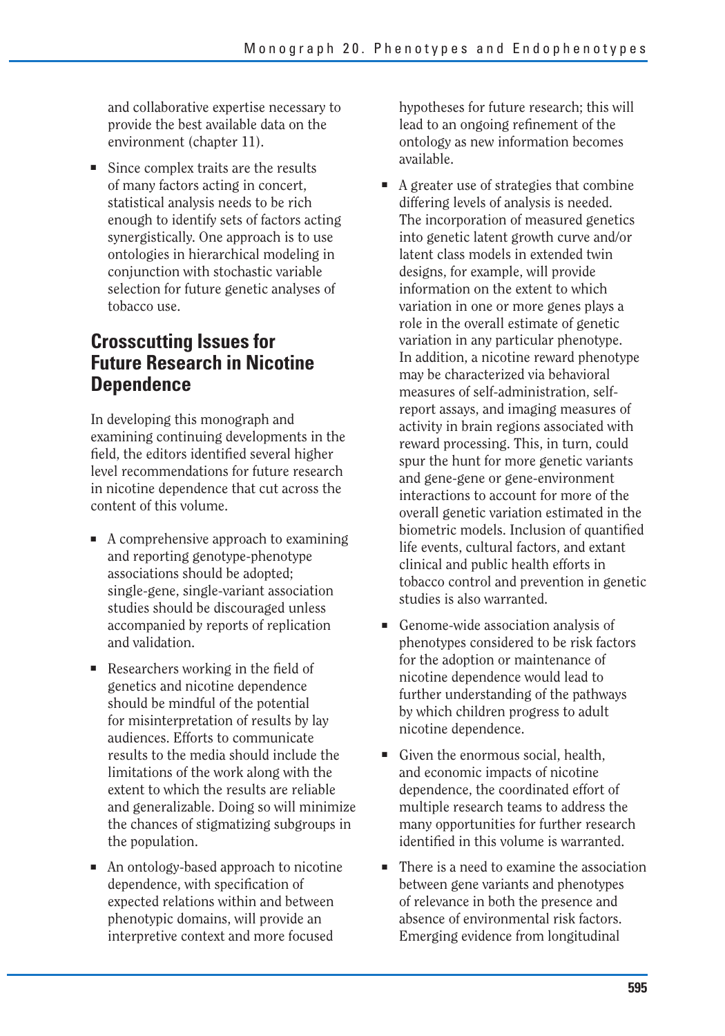and collaborative expertise necessary to provide the best available data on the environment (chapter 11).

- Since complex traits are the results of many factors acting in concert, statistical analysis needs to be rich enough to identify sets of factors acting synergistically. One approach is to use ontologies in hierarchical modeling in conjunction with stochastic variable selection for future genetic analyses of tobacco use.

## Crosscutting Issues for Future Research in Nicotine Dependence

In developing this monograph and examining continuing developments in the field, the editors identified several higher level recommendations for future research in nicotine dependence that cut across the content of this volume.

- A comprehensive approach to examining and reporting genotype-phenotype associations should be adopted; single-gene, single-variant association studies should be discouraged unless accompanied by reports of replication and validation.
- Researchers working in the field of genetics and nicotine dependence should be mindful of the potential for misinterpretation of results by lay audiences. Efforts to communicate results to the media should include the limitations of the work along with the extent to which the results are reliable and generalizable. Doing so will minimize the chances of stigmatizing subgroups in the population.
- An ontology-based approach to nicotine dependence, with specification of expected relations within and between phenotypic domains, will provide an interpretive context and more focused hypotheses for future research; this will lead to an ongoing refinement of the ontology as new information becomes available.
- A greater use of strategies that combine differing levels of analysis is needed. The incorporation of measured genetics into genetic latent growth curve and/or latent class models in extended twin designs, for example, will provide information on the extent to which variation in one or more genes plays a role in the overall estimate of genetic variation in any particular phenotype. In addition, a nicotine reward phenotype may be characterized via behavioral measures of self-administration, self-report assays, and imaging measures of activity in brain regions associated with reward processing. This, in turn, could spur the hunt for more genetic variants and gene-gene or gene-environment interactions to account for more of the overall genetic variation estimated in the biometric models. Inclusion of quantified life events, cultural factors, and extant clinical and public health efforts in tobacco control and prevention in genetic studies is also warranted.
- Genome-wide association analysis of phenotypes considered to be risk factors for the adoption or maintenance of nicotine dependence would lead to further understanding of the pathways by which children progress to adult nicotine dependence.
- Given the enormous social, health, and economic impacts of nicotine dependence, the coordinated effort of multiple research teams to address the many opportunities for further research identified in this volume is warranted.
- There is a need to examine the association between gene variants and phenotypes of relevance in both the presence and absence of environmental risk factors. Emerging evidence from longitudinal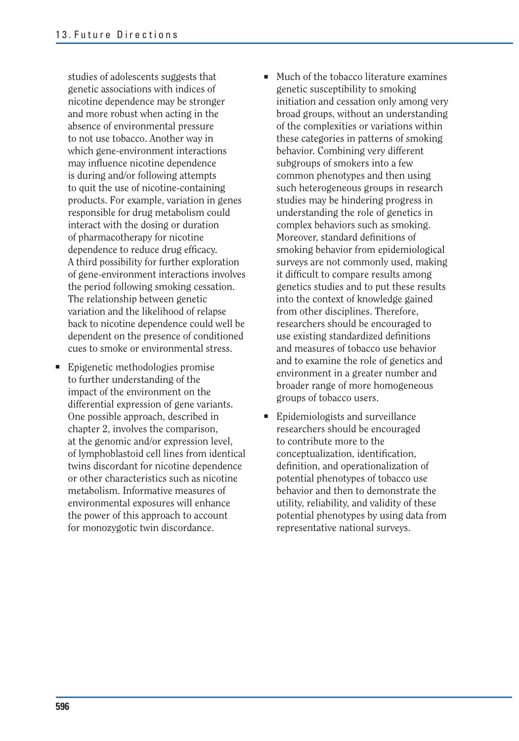studies of adolescents suggests that genetic associations with indices of nicotine dependence may be stronger and more robust when acting in the absence of environmental pressure to not use tobacco. Another way in which gene-environment interactions may influence nicotine dependence is during and/or following attempts to quit the use of nicotine-containing products. For example, variation in genes responsible for drug metabolism could interact with the dosing or duration of pharmacotherapy for nicotine dependence to reduce drug efficacy. A third possibility for further exploration of gene-environment interactions involves the period following smoking cessation. The relationship between genetic variation and the likelihood of relapse back to nicotine dependence could well be dependent on the presence of conditioned cues to smoke or environmental stress.

- Epigenetic methodologies promise to further understanding of the impact of the environment on the differential expression of gene variants. One possible approach, described in chapter 2, involves the comparison, at the genomic and/or expression level, of lymphoblastoid cell lines from identical twins discordant for nicotine dependence or other characteristics such as nicotine metabolism. Informative measures of environmental exposures will enhance the power of this approach to account for monozygotic twin discordance.
- Much of the tobacco literature examines genetic susceptibility to smoking initiation and cessation only among very broad groups, without an understanding of the complexities or variations within these categories in patterns of smoking behavior. Combining very different subgroups of smokers into a few common phenotypes and then using such heterogeneous groups in research studies may be hindering progress in understanding the role of genetics in complex behaviors such as smoking. Moreover, standard definitions of smoking behavior from epidemiological surveys are not commonly used, making it difficult to compare results among genetics studies and to put these results into the context of knowledge gained from other disciplines. Therefore, researchers should be encouraged to use existing standardized definitions and measures of tobacco use behavior and to examine the role of genetics and environment in a greater number and broader range of more homogeneous groups of tobacco users.
- Epidemiologists and surveillance researchers should be encouraged to contribute more to the conceptualization, identification, definition, and operationalization of potential phenotypes of tobacco use behavior and then to demonstrate the utility, reliability, and validity of these potential phenotypes by using data from representative national surveys.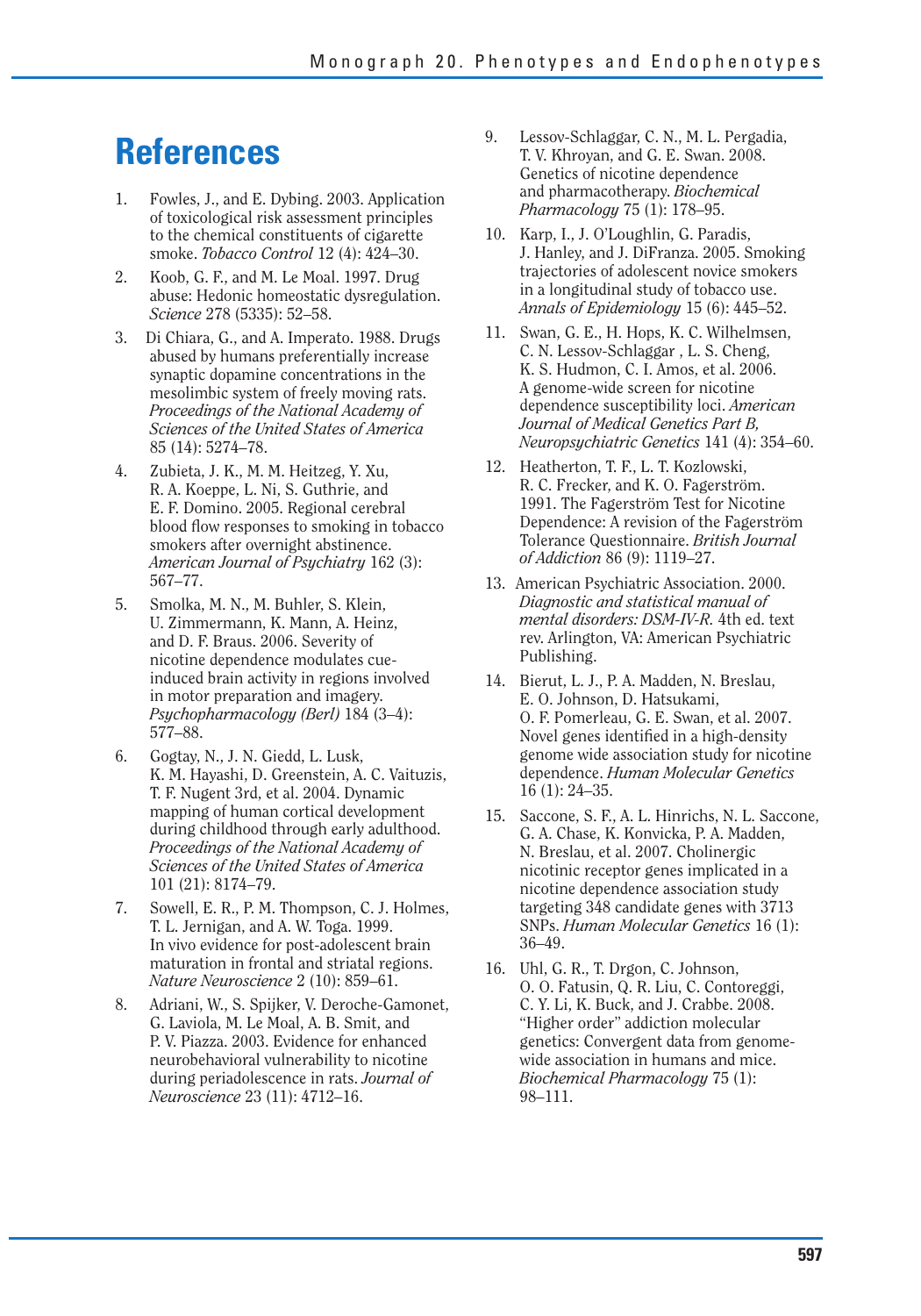# References

1. Fowles, J., and E. Dybing. 2003. Application of toxicological risk assessment principles to the chemical constituents of cigarette smoke. *Tobacco Control* 12 (4): 424–30.
2. Koob, G. F., and M. Le Moal. 1997. Drug abuse: Hedonic homeostatic dysregulation. *Science* 278 (5335): 52–58.
3. Di Chiara, G., and A. Imperato. 1988. Drugs abused by humans preferentially increase synaptic dopamine concentrations in the mesolimbic system of freely moving rats. *Proceedings of the National Academy of Sciences of the United States of America* 85 (14): 5274–78.
4. Zubieta, J. K., M. M. Heitzeg, Y. Xu, R. A. Koeppe, L. Ni, S. Guthrie, and E. F. Domino. 2005. Regional cerebral blood flow responses to smoking in tobacco smokers after overnight abstinence. *American Journal of Psychiatry* 162 (3): 567–77.
5. Smolka, M. N., M. Buhler, S. Klein, U. Zimmermann, K. Mann, A. Heinz, and D. F. Braus. 2006. Severity of nicotine dependence modulates cue-induced brain activity in regions involved in motor preparation and imagery. *Psychopharmacology (Berl)* 184 (3–4): 577–88.
6. Gogtay, N., J. N. Giedd, L. Lusk, K. M. Hayashi, D. Greenstein, A. C. Vaituzis, T. F. Nugent 3rd, et al. 2004. Dynamic mapping of human cortical development during childhood through early adulthood. *Proceedings of the National Academy of Sciences of the United States of America* 101 (21): 8174–79.
7. Sowell, E. R., P. M. Thompson, C. J. Holmes, T. L. Jernigan, and A. W. Toga. 1999. In vivo evidence for post-adolescent brain maturation in frontal and striatal regions. *Nature Neuroscience* 2 (10): 859–61.
8. Adriani, W., S. Spijker, V. Deroche-Gamonet, G. Laviola, M. Le Moal, A. B. Smit, and P. V. Piazza. 2003. Evidence for enhanced neurobehavioral vulnerability to nicotine during periadolescence in rats. *Journal of Neuroscience* 23 (11): 4712–16.
9. Lessov-Schlaggar, C. N., M. L. Pergadia, T. V. Khroyan, and G. E. Swan. 2008. Genetics of nicotine dependence and pharmacotherapy. *Biochemical Pharmacology* 75 (1): 178–95.
10. Karp, I., J. O'Loughlin, G. Paradis, J. Hanley, and J. DiFranza. 2005. Smoking trajectories of adolescent novice smokers in a longitudinal study of tobacco use. *Annals of Epidemiology* 15 (6): 445–52.
11. Swan, G. E., H. Hops, K. C. Wilhelmsen, C. N. Lessov-Schlaggar , L. S. Cheng, K. S. Hudmon, C. I. Amos, et al. 2006. A genome-wide screen for nicotine dependence susceptibility loci. *American Journal of Medical Genetics Part B, Neuropsychiatric Genetics* 141 (4): 354–60.
12. Heatherton, T. F., L. T. Kozlowski, R. C. Frecker, and K. O. Fagerström. 1991. The Fagerström Test for Nicotine Dependence: A revision of the Fagerström Tolerance Questionnaire. *British Journal of Addiction* 86 (9): 1119–27.
13. American Psychiatric Association. 2000. *Diagnostic and statistical manual of mental disorders: DSM-IV-R.* 4th ed. text rev. Arlington, VA: American Psychiatric Publishing.
14. Bierut, L. J., P. A. Madden, N. Breslau, E. O. Johnson, D. Hatsukami, O. F. Pomerleau, G. E. Swan, et al. 2007. Novel genes identified in a high-density genome wide association study for nicotine dependence. *Human Molecular Genetics* 16 (1): 24–35.
15. Saccone, S. F., A. L. Hinrichs, N. L. Saccone, G. A. Chase, K. Konvicka, P. A. Madden, N. Breslau, et al. 2007. Cholinergic nicotinic receptor genes implicated in a nicotine dependence association study targeting 348 candidate genes with 3713 SNPs. *Human Molecular Genetics* 16 (1): 36–49.
16. Uhl, G. R., T. Drgon, C. Johnson, O. O. Fatusin, Q. R. Liu, C. Contoreggi, C. Y. Li, K. Buck, and J. Crabbe. 2008. "Higher order" addiction molecular genetics: Convergent data from genome-wide association in humans and mice. *Biochemical Pharmacology* 75 (1): 98–111.